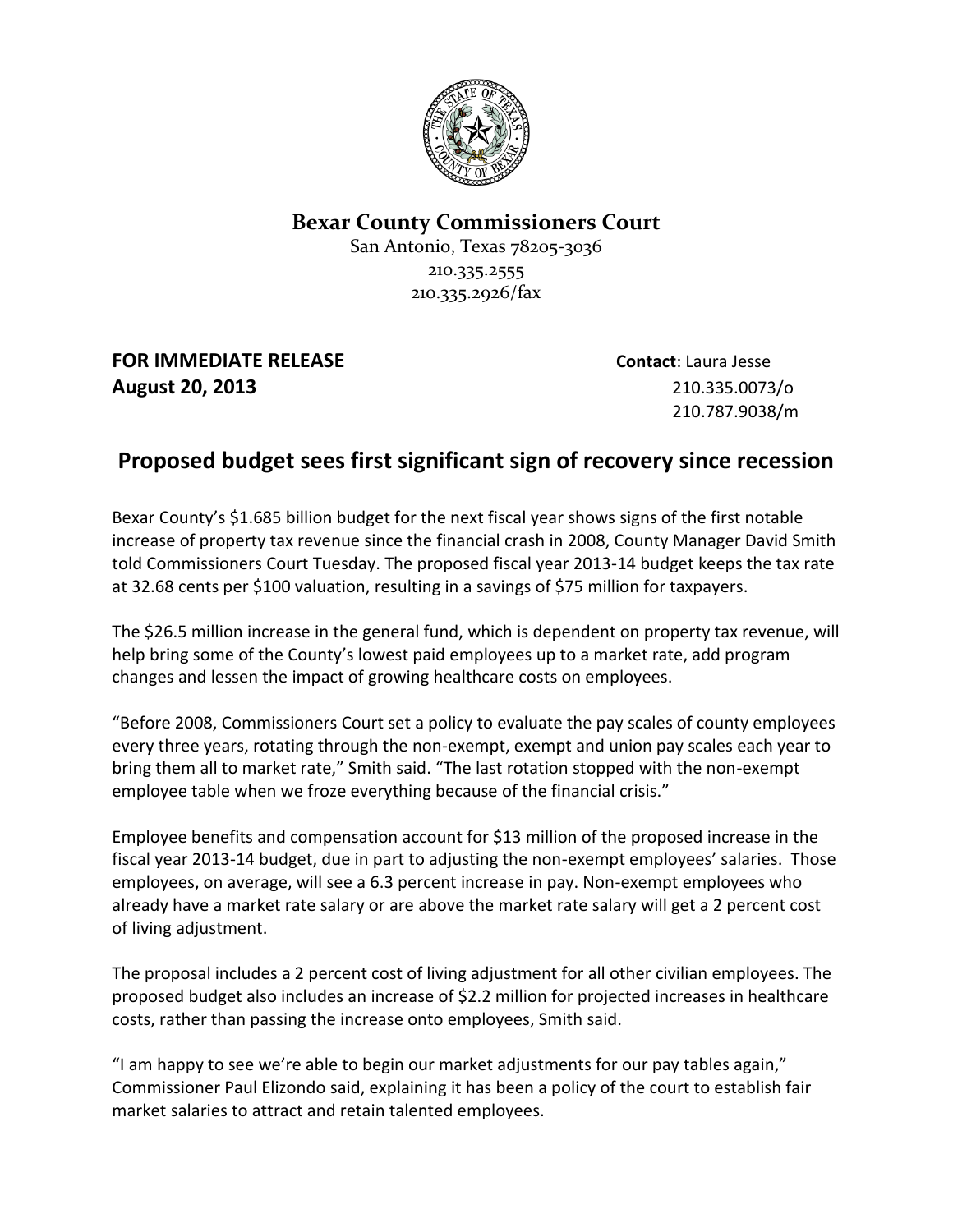**Bexar County Commissioners Court**
San Antonio, Texas 78205-3036
210.335.2555
210.335.2926/fax

**FOR IMMEDIATE RELEASE**
**August 20, 2013**

**Contact**: Laura Jesse
210.335.0073/o
210.787.9038/m

## Proposed budget sees first significant sign of recovery since recession

Bexar County's $1.685 billion budget for the next fiscal year shows signs of the first notable increase of property tax revenue since the financial crash in 2008, County Manager David Smith told Commissioners Court Tuesday. The proposed fiscal year 2013-14 budget keeps the tax rate at 32.68 cents per $100 valuation, resulting in a savings of $75 million for taxpayers.

The $26.5 million increase in the general fund, which is dependent on property tax revenue, will help bring some of the County's lowest paid employees up to a market rate, add program changes and lessen the impact of growing healthcare costs on employees.

"Before 2008, Commissioners Court set a policy to evaluate the pay scales of county employees every three years, rotating through the non-exempt, exempt and union pay scales each year to bring them all to market rate," Smith said. "The last rotation stopped with the non-exempt employee table when we froze everything because of the financial crisis."

Employee benefits and compensation account for $13 million of the proposed increase in the fiscal year 2013-14 budget, due in part to adjusting the non-exempt employees' salaries. Those employees, on average, will see a 6.3 percent increase in pay. Non-exempt employees who already have a market rate salary or are above the market rate salary will get a 2 percent cost of living adjustment.

The proposal includes a 2 percent cost of living adjustment for all other civilian employees. The proposed budget also includes an increase of $2.2 million for projected increases in healthcare costs, rather than passing the increase onto employees, Smith said.

"I am happy to see we're able to begin our market adjustments for our pay tables again," Commissioner Paul Elizondo said, explaining it has been a policy of the court to establish fair market salaries to attract and retain talented employees.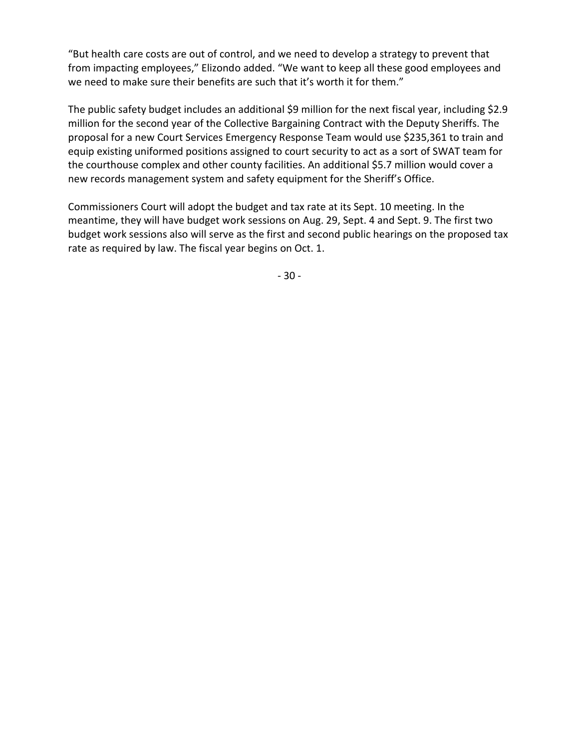"But health care costs are out of control, and we need to develop a strategy to prevent that from impacting employees," Elizondo added. "We want to keep all these good employees and we need to make sure their benefits are such that it's worth it for them."

The public safety budget includes an additional $9 million for the next fiscal year, including $2.9 million for the second year of the Collective Bargaining Contract with the Deputy Sheriffs. The proposal for a new Court Services Emergency Response Team would use $235,361 to train and equip existing uniformed positions assigned to court security to act as a sort of SWAT team for the courthouse complex and other county facilities. An additional $5.7 million would cover a new records management system and safety equipment for the Sheriff's Office.

Commissioners Court will adopt the budget and tax rate at its Sept. 10 meeting. In the meantime, they will have budget work sessions on Aug. 29, Sept. 4 and Sept. 9. The first two budget work sessions also will serve as the first and second public hearings on the proposed tax rate as required by law. The fiscal year begins on Oct. 1.

- 30 -